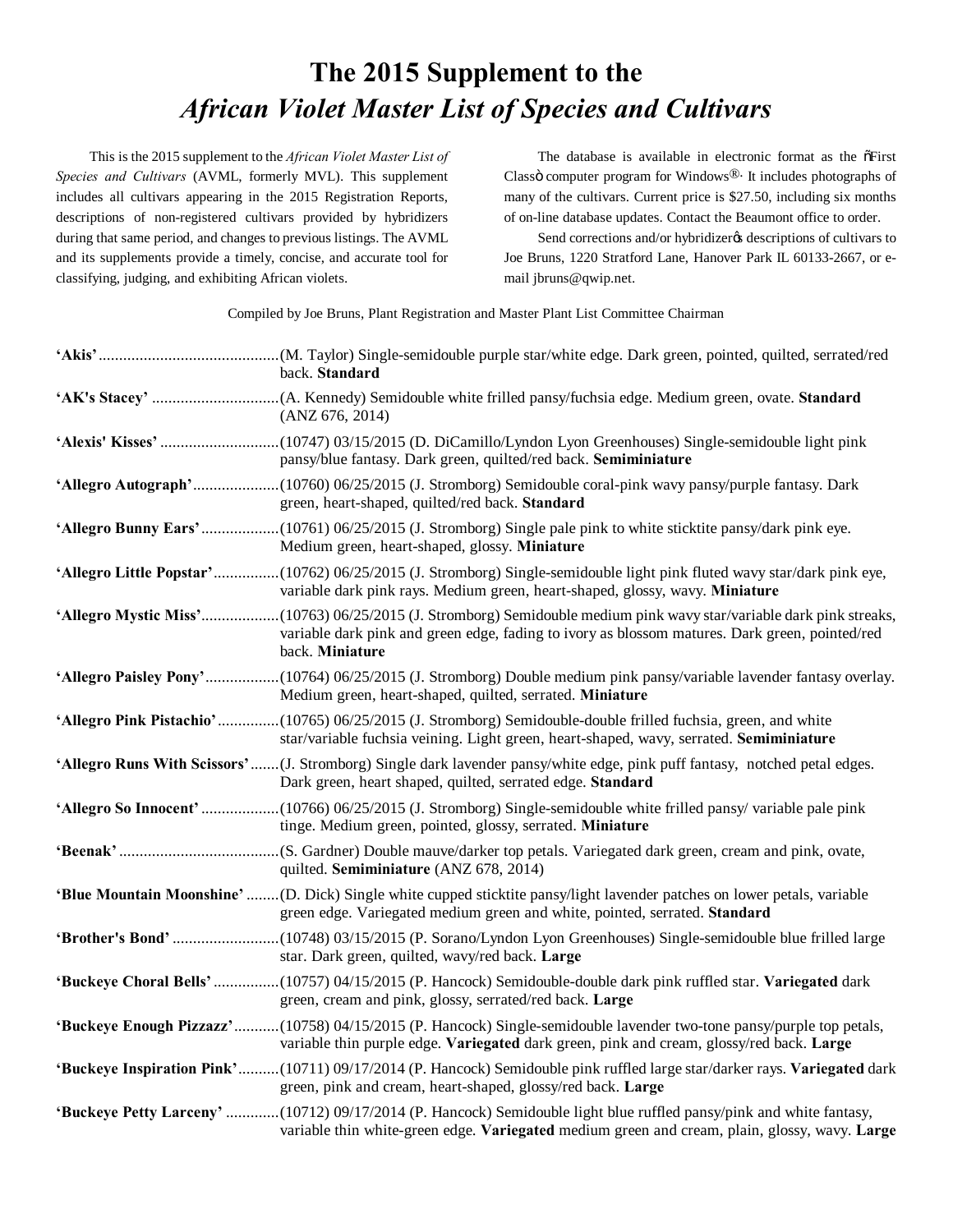# The 2015 Supplement to the *African Violet Master List of Species and Cultivars*

This is the 2015 supplement to the *African Violet Master List of Species and Cultivars* (AVML, formerly MVL). This supplement includes all cultivars appearing in the 2015 Registration Reports, descriptions of non-registered cultivars provided by hybridizers during that same period, and changes to previous listings. The AVML and its supplements provide a timely, concise, and accurate tool for classifying, judging, and exhibiting African violets.

The database is available in electronic format as the õFirst Classö computer program for Windows®· It includes photographs of many of the cultivars. Current price is $27.50, including six months of on-line database updates. Contact the Beaumont office to order.

Send corrections and/or hybridizerø descriptions of cultivars to Joe Bruns, 1220 Stratford Lane, Hanover Park IL 60133-2667, or e-mail jbruns@qwip.net.

Compiled by Joe Bruns, Plant Registration and Master Plant List Committee Chairman

**'Akis'**............................................(M. Taylor) Single-semidouble purple star/white edge. Dark green, pointed, quilted, serrated/red back. **Standard**

**'AK's Stacey'** ...............................(A. Kennedy) Semidouble white frilled pansy/fuchsia edge. Medium green, ovate. **Standard** (ANZ 676, 2014)

**'Alexis' Kisses'** .............................(10747) 03/15/2015 (D. DiCamillo/Lyndon Lyon Greenhouses) Single-semidouble light pink pansy/blue fantasy. Dark green, quilted/red back. **Semiminiature**

**'Allegro Autograph'**.....................(10760) 06/25/2015 (J. Stromborg) Semidouble coral-pink wavy pansy/purple fantasy. Dark green, heart-shaped, quilted/red back. **Standard**

**'Allegro Bunny Ears'**...................(10761) 06/25/2015 (J. Stromborg) Single pale pink to white sticktite pansy/dark pink eye. Medium green, heart-shaped, glossy. **Miniature**

**'Allegro Little Popstar'**................(10762) 06/25/2015 (J. Stromborg) Single-semidouble light pink fluted wavy star/dark pink eye, variable dark pink rays. Medium green, heart-shaped, glossy, wavy. **Miniature**

**'Allegro Mystic Miss'**...................(10763) 06/25/2015 (J. Stromborg) Semidouble medium pink wavy star/variable dark pink streaks, variable dark pink and green edge, fading to ivory as blossom matures. Dark green, pointed/red back. **Miniature**

**'Allegro Paisley Pony'**..................(10764) 06/25/2015 (J. Stromborg) Double medium pink pansy/variable lavender fantasy overlay. Medium green, heart-shaped, quilted, serrated. **Miniature**

**'Allegro Pink Pistachio'**...............(10765) 06/25/2015 (J. Stromborg) Semidouble-double frilled fuchsia, green, and white star/variable fuchsia veining. Light green, heart-shaped, wavy, serrated. **Semiminiature**

**'Allegro Runs With Scissors'**.......(J. Stromborg) Single dark lavender pansy/white edge, pink puff fantasy, notched petal edges. Dark green, heart shaped, quilted, serrated edge. **Standard**

**'Allegro So Innocent'** ...................(10766) 06/25/2015 (J. Stromborg) Single-semidouble white frilled pansy/ variable pale pink tinge. Medium green, pointed, glossy, serrated. **Miniature**

**'Beenak'**.......................................(S. Gardner) Double mauve/darker top petals. Variegated dark green, cream and pink, ovate, quilted. **Semiminiature** (ANZ 678, 2014)

**'Blue Mountain Moonshine'** ........(D. Dick) Single white cupped sticktite pansy/light lavender patches on lower petals, variable green edge. Variegated medium green and white, pointed, serrated. **Standard**

**'Brother's Bond'** ..........................(10748) 03/15/2015 (P. Sorano/Lyndon Lyon Greenhouses) Single-semidouble blue frilled large star. Dark green, quilted, wavy/red back. **Large**

**'Buckeye Choral Bells'**................(10757) 04/15/2015 (P. Hancock) Semidouble-double dark pink ruffled star. **Variegated** dark green, cream and pink, glossy, serrated/red back. **Large**

**'Buckeye Enough Pizzazz'**...........(10758) 04/15/2015 (P. Hancock) Single-semidouble lavender two-tone pansy/purple top petals, variable thin purple edge. **Variegated** dark green, pink and cream, glossy/red back. **Large**

**'Buckeye Inspiration Pink'**..........(10711) 09/17/2014 (P. Hancock) Semidouble pink ruffled large star/darker rays. **Variegated** dark green, pink and cream, heart-shaped, glossy/red back. **Large**

**'Buckeye Petty Larceny'** .............(10712) 09/17/2014 (P. Hancock) Semidouble light blue ruffled pansy/pink and white fantasy, variable thin white-green edge. **Variegated** medium green and cream, plain, glossy, wavy. **Large**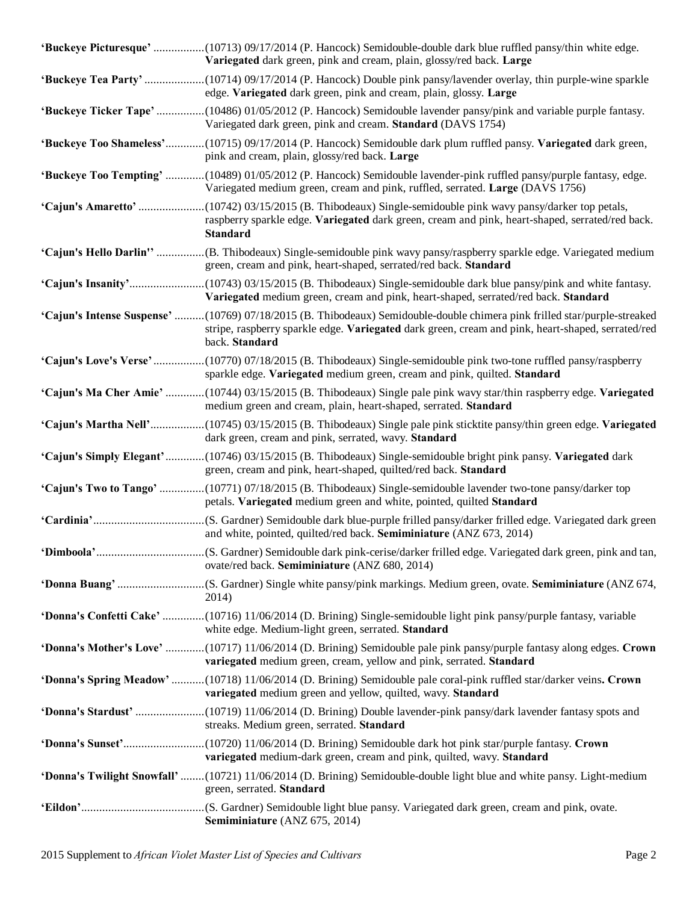**'Buckeye Picturesque'** .................(10713) 09/17/2014 (P. Hancock) Semidouble-double dark blue ruffled pansy/thin white edge. **Variegated** dark green, pink and cream, plain, glossy/red back. **Large**

**'Buckeye Tea Party'** ....................(10714) 09/17/2014 (P. Hancock) Double pink pansy/lavender overlay, thin purple-wine sparkle edge. **Variegated** dark green, pink and cream, plain, glossy. **Large**

**'Buckeye Ticker Tape'** ................(10486) 01/05/2012 (P. Hancock) Semidouble lavender pansy/pink and variable purple fantasy. Variegated dark green, pink and cream. **Standard** (DAVS 1754)

**'Buckeye Too Shameless'**.............(10715) 09/17/2014 (P. Hancock) Semidouble dark plum ruffled pansy. **Variegated** dark green, pink and cream, plain, glossy/red back. **Large**

**'Buckeye Too Tempting'** .............(10489) 01/05/2012 (P. Hancock) Semidouble lavender-pink ruffled pansy/purple fantasy, edge. Variegated medium green, cream and pink, ruffled, serrated. **Large** (DAVS 1756)

**'Cajun's Amaretto'** ......................(10742) 03/15/2015 (B. Thibodeaux) Single-semidouble pink wavy pansy/darker top petals, raspberry sparkle edge. **Variegated** dark green, cream and pink, heart-shaped, serrated/red back. **Standard**

**'Cajun's Hello Darlin''** ................(B. Thibodeaux) Single-semidouble pink wavy pansy/raspberry sparkle edge. Variegated medium green, cream and pink, heart-shaped, serrated/red back. **Standard**

**'Cajun's Insanity'**.........................(10743) 03/15/2015 (B. Thibodeaux) Single-semidouble dark blue pansy/pink and white fantasy. **Variegated** medium green, cream and pink, heart-shaped, serrated/red back. **Standard**

**'Cajun's Intense Suspense'** ..........(10769) 07/18/2015 (B. Thibodeaux) Semidouble-double chimera pink frilled star/purple-streaked stripe, raspberry sparkle edge. **Variegated** dark green, cream and pink, heart-shaped, serrated/red back. **Standard**

**'Cajun's Love's Verse'**.................(10770) 07/18/2015 (B. Thibodeaux) Single-semidouble pink two-tone ruffled pansy/raspberry sparkle edge. **Variegated** medium green, cream and pink, quilted. **Standard**

**'Cajun's Ma Cher Amie'** .............(10744) 03/15/2015 (B. Thibodeaux) Single pale pink wavy star/thin raspberry edge. **Variegated** medium green and cream, plain, heart-shaped, serrated. **Standard**

**'Cajun's Martha Nell'**..................(10745) 03/15/2015 (B. Thibodeaux) Single pale pink sticktite pansy/thin green edge. **Variegated** dark green, cream and pink, serrated, wavy. **Standard**

**'Cajun's Simply Elegant'**.............(10746) 03/15/2015 (B. Thibodeaux) Single-semidouble bright pink pansy. **Variegated** dark green, cream and pink, heart-shaped, quilted/red back. **Standard**

**'Cajun's Two to Tango'** ...............(10771) 07/18/2015 (B. Thibodeaux) Single-semidouble lavender two-tone pansy/darker top petals. **Variegated** medium green and white, pointed, quilted **Standard**

**'Cardinia'**.....................................(S. Gardner) Semidouble dark blue-purple frilled pansy/darker frilled edge. Variegated dark green and white, pointed, quilted/red back. **Semiminiature** (ANZ 673, 2014)

**'Dimboola'**....................................(S. Gardner) Semidouble dark pink-cerise/darker frilled edge. Variegated dark green, pink and tan, ovate/red back. **Semiminiature** (ANZ 680, 2014)

**'Donna Buang'** .............................(S. Gardner) Single white pansy/pink markings. Medium green, ovate. **Semiminiature** (ANZ 674, 2014)

**'Donna's Confetti Cake'** ..............(10716) 11/06/2014 (D. Brining) Single-semidouble light pink pansy/purple fantasy, variable white edge. Medium-light green, serrated. **Standard**

**'Donna's Mother's Love'** .............(10717) 11/06/2014 (D. Brining) Semidouble pale pink pansy/purple fantasy along edges. **Crown variegated** medium green, cream, yellow and pink, serrated. **Standard**

**'Donna's Spring Meadow'** ...........(10718) 11/06/2014 (D. Brining) Semidouble pale coral-pink ruffled star/darker veins**. Crown variegated** medium green and yellow, quilted, wavy. **Standard**

**'Donna's Stardust'** .......................(10719) 11/06/2014 (D. Brining) Double lavender-pink pansy/dark lavender fantasy spots and streaks. Medium green, serrated. **Standard**

**'Donna's Sunset'**...........................(10720) 11/06/2014 (D. Brining) Semidouble dark hot pink star/purple fantasy. **Crown variegated** medium-dark green, cream and pink, quilted, wavy. **Standard**

**'Donna's Twilight Snowfall'** ........(10721) 11/06/2014 (D. Brining) Semidouble-double light blue and white pansy. Light-medium green, serrated. **Standard**

**'Eildon'**.........................................(S. Gardner) Semidouble light blue pansy. Variegated dark green, cream and pink, ovate. **Semiminiature** (ANZ 675, 2014)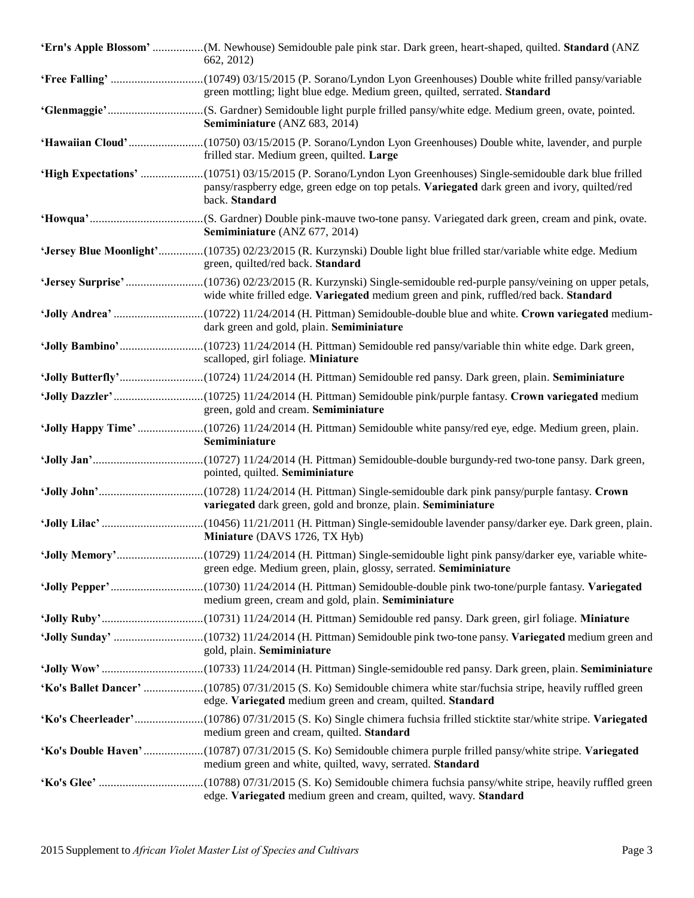**'Ern's Apple Blossom'** .................(M. Newhouse) Semidouble pale pink star. Dark green, heart-shaped, quilted. **Standard** (ANZ 662, 2012)

**'Free Falling'** ...............................(10749) 03/15/2015 (P. Sorano/Lyndon Lyon Greenhouses) Double white frilled pansy/variable green mottling; light blue edge. Medium green, quilted, serrated. **Standard**

**'Glenmaggie'**................................(S. Gardner) Semidouble light purple frilled pansy/white edge. Medium green, ovate, pointed. **Semiminiature** (ANZ 683, 2014)

**'Hawaiian Cloud'**.........................(10750) 03/15/2015 (P. Sorano/Lyndon Lyon Greenhouses) Double white, lavender, and purple frilled star. Medium green, quilted. **Large**

**'High Expectations'** .....................(10751) 03/15/2015 (P. Sorano/Lyndon Lyon Greenhouses) Single-semidouble dark blue frilled pansy/raspberry edge, green edge on top petals. **Variegated** dark green and ivory, quilted/red back. **Standard**

**'Howqua'**......................................(S. Gardner) Double pink-mauve two-tone pansy. Variegated dark green, cream and pink, ovate. **Semiminiature** (ANZ 677, 2014)

**'Jersey Blue Moonlight'**...............(10735) 02/23/2015 (R. Kurzynski) Double light blue frilled star/variable white edge. Medium green, quilted/red back. **Standard**

**'Jersey Surprise'**..........................(10736) 02/23/2015 (R. Kurzynski) Single-semidouble red-purple pansy/veining on upper petals, wide white frilled edge. **Variegated** medium green and pink, ruffled/red back. **Standard**

**'Jolly Andrea'** ..............................(10722) 11/24/2014 (H. Pittman) Semidouble-double blue and white. **Crown variegated** medium-dark green and gold, plain. **Semiminiature**

**'Jolly Bambino'**............................(10723) 11/24/2014 (H. Pittman) Semidouble red pansy/variable thin white edge. Dark green, scalloped, girl foliage. **Miniature**

**'Jolly Butterfly'**............................(10724) 11/24/2014 (H. Pittman) Semidouble red pansy. Dark green, plain. **Semiminiature**

**'Jolly Dazzler'**..............................(10725) 11/24/2014 (H. Pittman) Semidouble pink/purple fantasy. **Crown variegated** medium green, gold and cream. **Semiminiature**

**'Jolly Happy Time'**......................(10726) 11/24/2014 (H. Pittman) Semidouble white pansy/red eye, edge. Medium green, plain. **Semiminiature**

**'Jolly Jan'**.....................................(10727) 11/24/2014 (H. Pittman) Semidouble-double burgundy-red two-tone pansy. Dark green, pointed, quilted. **Semiminiature**

**'Jolly John'**...................................(10728) 11/24/2014 (H. Pittman) Single-semidouble dark pink pansy/purple fantasy. **Crown variegated** dark green, gold and bronze, plain. **Semiminiature**

**'Jolly Lilac'** ..................................(10456) 11/21/2011 (H. Pittman) Single-semidouble lavender pansy/darker eye. Dark green, plain. **Miniature** (DAVS 1726, TX Hyb)

**'Jolly Memory'**.............................(10729) 11/24/2014 (H. Pittman) Single-semidouble light pink pansy/darker eye, variable white-green edge. Medium green, plain, glossy, serrated. **Semiminiature**

**'Jolly Pepper'**...............................(10730) 11/24/2014 (H. Pittman) Semidouble-double pink two-tone/purple fantasy. **Variegated** medium green, cream and gold, plain. **Semiminiature**

**'Jolly Ruby'**..................................(10731) 11/24/2014 (H. Pittman) Semidouble red pansy. Dark green, girl foliage. **Miniature**

**'Jolly Sunday'** ..............................(10732) 11/24/2014 (H. Pittman) Semidouble pink two-tone pansy. **Variegated** medium green and gold, plain. **Semiminiature**

**'Jolly Wow'** ..................................(10733) 11/24/2014 (H. Pittman) Single-semidouble red pansy. Dark green, plain. **Semiminiature**

**'Ko's Ballet Dancer'** ....................(10785) 07/31/2015 (S. Ko) Semidouble chimera white star/fuchsia stripe, heavily ruffled green edge. **Variegated** medium green and cream, quilted. **Standard**

**'Ko's Cheerleader'**.......................(10786) 07/31/2015 (S. Ko) Single chimera fuchsia frilled sticktite star/white stripe. **Variegated** medium green and cream, quilted. **Standard**

**'Ko's Double Haven'**....................(10787) 07/31/2015 (S. Ko) Semidouble chimera purple frilled pansy/white stripe. **Variegated** medium green and white, quilted, wavy, serrated. **Standard**

**'Ko's Glee'** ...................................(10788) 07/31/2015 (S. Ko) Semidouble chimera fuchsia pansy/white stripe, heavily ruffled green edge. **Variegated** medium green and cream, quilted, wavy. **Standard**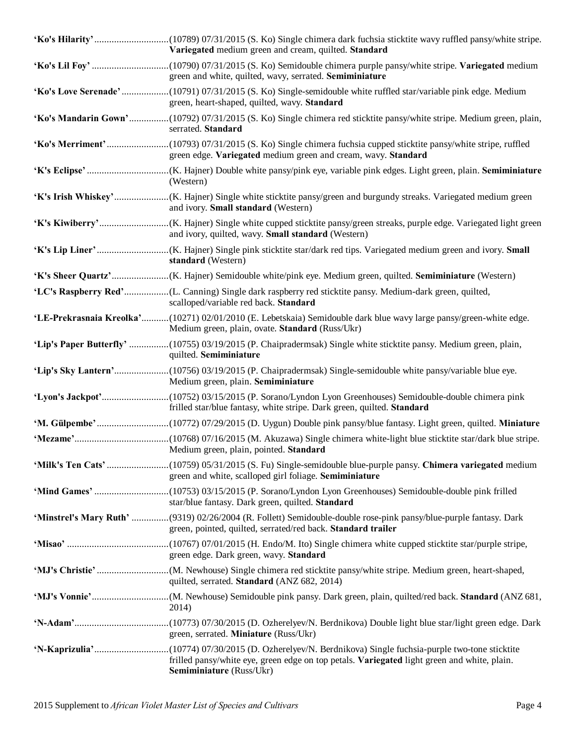**'Ko's Hilarity'** .............................(10789) 07/31/2015 (S. Ko) Single chimera dark fuchsia sticktite wavy ruffled pansy/white stripe. **Variegated** medium green and cream, quilted. **Standard**

**'Ko's Lil Foy'** ...............................(10790) 07/31/2015 (S. Ko) Semidouble chimera purple pansy/white stripe. **Variegated** medium green and white, quilted, wavy, serrated. **Semiminiature**

**'Ko's Love Serenade'** ...................(10791) 07/31/2015 (S. Ko) Single-semidouble white ruffled star/variable pink edge. Medium green, heart-shaped, quilted, wavy. **Standard**

**'Ko's Mandarin Gown'** ................(10792) 07/31/2015 (S. Ko) Single chimera red sticktite pansy/white stripe. Medium green, plain, serrated. **Standard**

**'Ko's Merriment'** .........................(10793) 07/31/2015 (S. Ko) Single chimera fuchsia cupped sticktite pansy/white stripe, ruffled green edge. **Variegated** medium green and cream, wavy. **Standard**

**'K's Eclipse'** .................................(K. Hajner) Double white pansy/pink eye, variable pink edges. Light green, plain. **Semiminiature** (Western)

**'K's Irish Whiskey'** ......................(K. Hajner) Single white sticktite pansy/green and burgundy streaks. Variegated medium green and ivory. **Small standard** (Western)

**'K's Kiwiberry'** ............................(K. Hajner) Single white cupped sticktite pansy/green streaks, purple edge. Variegated light green and ivory, quilted, wavy. **Small standard** (Western)

**'K's Lip Liner'** .............................(K. Hajner) Single pink sticktite star/dark red tips. Variegated medium green and ivory. **Small standard** (Western)

**'K's Sheer Quartz'** .......................(K. Hajner) Semidouble white/pink eye. Medium green, quilted. **Semiminiature** (Western)

**'LC's Raspberry Red'** ..................(L. Canning) Single dark raspberry red sticktite pansy. Medium-dark green, quilted, scalloped/variable red back. **Standard**

**'LE-Prekrasnaia Kreolka'** ...........(10271) 02/01/2010 (E. Lebetskaia) Semidouble dark blue wavy large pansy/green-white edge. Medium green, plain, ovate. **Standard** (Russ/Ukr)

**'Lip's Paper Butterfly'** ................(10755) 03/19/2015 (P. Chaipradermsak) Single white sticktite pansy. Medium green, plain, quilted. **Semiminiature**

**'Lip's Sky Lantern'** ......................(10756) 03/19/2015 (P. Chaipradermsak) Single-semidouble white pansy/variable blue eye. Medium green, plain. **Semiminiature**

**'Lyon's Jackpot'** ...........................(10752) 03/15/2015 (P. Sorano/Lyndon Lyon Greenhouses) Semidouble-double chimera pink frilled star/blue fantasy, white stripe. Dark green, quilted. **Standard**

**'M. Gülpembe'** .............................(10772) 07/29/2015 (D. Uygun) Double pink pansy/blue fantasy. Light green, quilted. **Miniature**

**'Mezame'** ......................................(10768) 07/16/2015 (M. Akuzawa) Single chimera white-light blue sticktite star/dark blue stripe. Medium green, plain, pointed. **Standard**

**'Milk's Ten Cats'** .........................(10759) 05/31/2015 (S. Fu) Single-semidouble blue-purple pansy. **Chimera variegated** medium green and white, scalloped girl foliage. **Semiminiature**

**'Mind Games'** ..............................(10753) 03/15/2015 (P. Sorano/Lyndon Lyon Greenhouses) Semidouble-double pink frilled star/blue fantasy. Dark green, quilted. **Standard**

**'Minstrel's Mary Ruth'** ...............(9319) 02/26/2004 (R. Follett) Semidouble-double rose-pink pansy/blue-purple fantasy. Dark green, pointed, quilted, serrated/red back. **Standard trailer**

**'Misao'** .........................................(10767) 07/01/2015 (H. Endo/M. Ito) Single chimera white cupped sticktite star/purple stripe, green edge. Dark green, wavy. **Standard**

**'MJ's Christie'** .............................(M. Newhouse) Single chimera red sticktite pansy/white stripe. Medium green, heart-shaped, quilted, serrated. **Standard** (ANZ 682, 2014)

**'MJ's Vonnie'** ...............................(M. Newhouse) Semidouble pink pansy. Dark green, plain, quilted/red back. **Standard** (ANZ 681, 2014)

**'N-Adam'** ......................................(10773) 07/30/2015 (D. Ozherelyev/N. Berdnikova) Double light blue star/light green edge. Dark green, serrated. **Miniature** (Russ/Ukr)

**'N-Kaprizulia'** ..............................(10774) 07/30/2015 (D. Ozherelyev/N. Berdnikova) Single fuchsia-purple two-tone sticktite frilled pansy/white eye, green edge on top petals. **Variegated** light green and white, plain. **Semiminiature** (Russ/Ukr)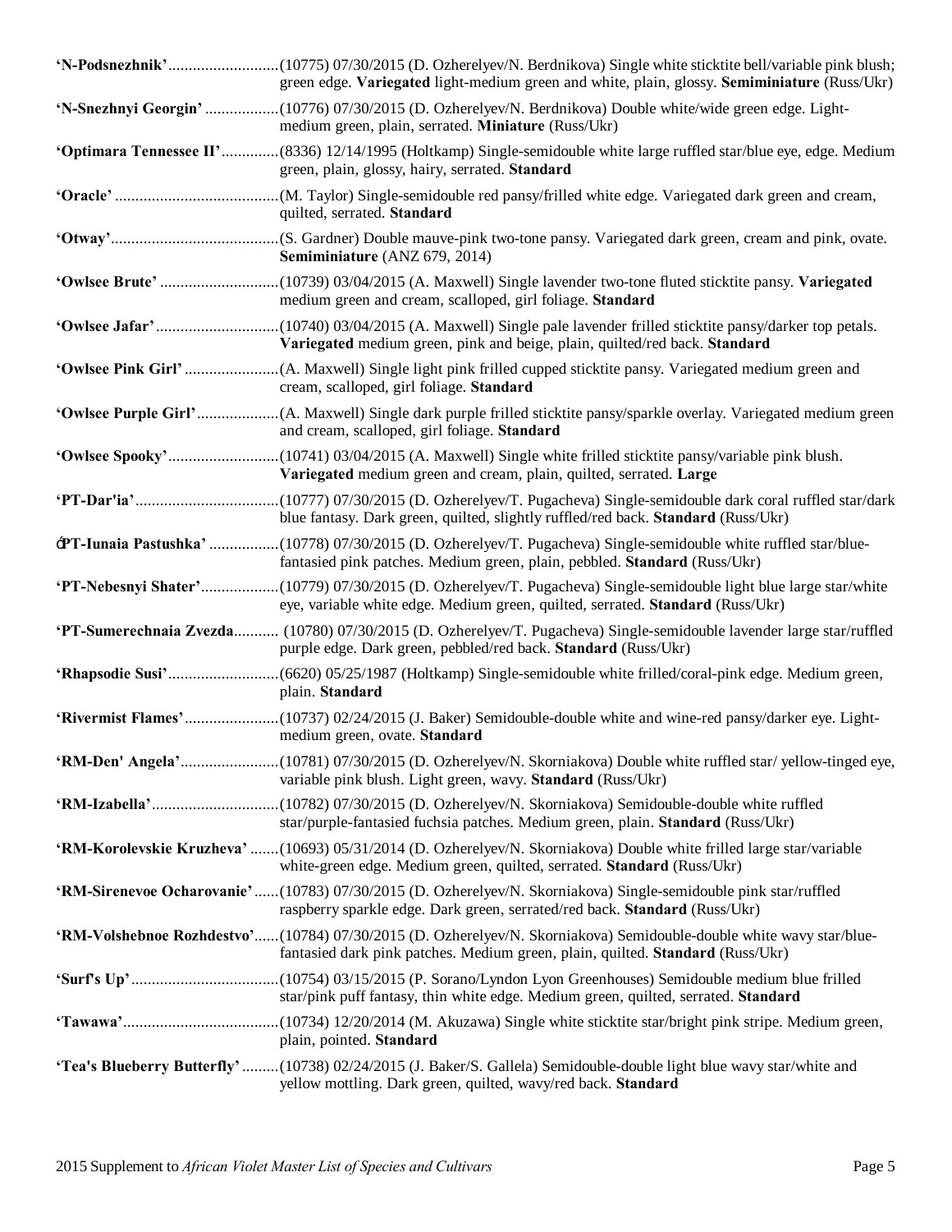**'N-Podsnezhnik'**...........................(10775) 07/30/2015 (D. Ozherelyev/N. Berdnikova) Single white sticktite bell/variable pink blush; green edge. **Variegated** light-medium green and white, plain, glossy. **Semiminiature** (Russ/Ukr)

**'N-Snezhnyi Georgin'** ..................(10776) 07/30/2015 (D. Ozherelyev/N. Berdnikova) Double white/wide green edge. Light-medium green, plain, serrated. **Miniature** (Russ/Ukr)

**'Optimara Tennessee II'**..............(8336) 12/14/1995 (Holtkamp) Single-semidouble white large ruffled star/blue eye, edge. Medium green, plain, glossy, hairy, serrated. **Standard**

**'Oracle'** ........................................(M. Taylor) Single-semidouble red pansy/frilled white edge. Variegated dark green and cream, quilted, serrated. **Standard**

**'Otway'**.........................................(S. Gardner) Double mauve-pink two-tone pansy. Variegated dark green, cream and pink, ovate. **Semiminiature** (ANZ 679, 2014)

**'Owlsee Brute'** .............................(10739) 03/04/2015 (A. Maxwell) Single lavender two-tone fluted sticktite pansy. **Variegated** medium green and cream, scalloped, girl foliage. **Standard**

**'Owlsee Jafar'**..............................(10740) 03/04/2015 (A. Maxwell) Single pale lavender frilled sticktite pansy/darker top petals. **Variegated** medium green, pink and beige, plain, quilted/red back. **Standard**

**'Owlsee Pink Girl'** .......................(A. Maxwell) Single light pink frilled cupped sticktite pansy. Variegated medium green and cream, scalloped, girl foliage. **Standard**

**'Owlsee Purple Girl'**....................(A. Maxwell) Single dark purple frilled sticktite pansy/sparkle overlay. Variegated medium green and cream, scalloped, girl foliage. **Standard**

**'Owlsee Spooky'**...........................(10741) 03/04/2015 (A. Maxwell) Single white frilled sticktite pansy/variable pink blush. **Variegated** medium green and cream, plain, quilted, serrated. **Large**

**'PT-Dar'ia'**...................................(10777) 07/30/2015 (D. Ozherelyev/T. Pugacheva) Single-semidouble dark coral ruffled star/dark blue fantasy. Dark green, quilted, slightly ruffled/red back. **Standard** (Russ/Ukr)

**ʹPT-Iunaia Pastushka'** .................(10778) 07/30/2015 (D. Ozherelyev/T. Pugacheva) Single-semidouble white ruffled star/blue-fantasied pink patches. Medium green, plain, pebbled. **Standard** (Russ/Ukr)

**'PT-Nebesnyi Shater'**...................(10779) 07/30/2015 (D. Ozherelyev/T. Pugacheva) Single-semidouble light blue large star/white eye, variable white edge. Medium green, quilted, serrated. **Standard** (Russ/Ukr)

**'PT-Sumerechnaia Zvezda**........... (10780) 07/30/2015 (D. Ozherelyev/T. Pugacheva) Single-semidouble lavender large star/ruffled purple edge. Dark green, pebbled/red back. **Standard** (Russ/Ukr)

**'Rhapsodie Susi'**...........................(6620) 05/25/1987 (Holtkamp) Single-semidouble white frilled/coral-pink edge. Medium green, plain. **Standard**

**'Rivermist Flames'**.......................(10737) 02/24/2015 (J. Baker) Semidouble-double white and wine-red pansy/darker eye. Light-medium green, ovate. **Standard**

**'RM-Den' Angela'**........................(10781) 07/30/2015 (D. Ozherelyev/N. Skorniakova) Double white ruffled star/ yellow-tinged eye, variable pink blush. Light green, wavy. **Standard** (Russ/Ukr)

**'RM-Izabella'**...............................(10782) 07/30/2015 (D. Ozherelyev/N. Skorniakova) Semidouble-double white ruffled star/purple-fantasied fuchsia patches. Medium green, plain. **Standard** (Russ/Ukr)

**'RM-Korolevskie Kruzheva'** ........(10693) 05/31/2014 (D. Ozherelyev/N. Skorniakova) Double white frilled large star/variable white-green edge. Medium green, quilted, serrated. **Standard** (Russ/Ukr)

**'RM-Sirenevoe Ocharovanie'**......(10783) 07/30/2015 (D. Ozherelyev/N. Skorniakova) Single-semidouble pink star/ruffled raspberry sparkle edge. Dark green, serrated/red back. **Standard** (Russ/Ukr)

**'RM-Volshebnoe Rozhdestvo'**......(10784) 07/30/2015 (D. Ozherelyev/N. Skorniakova) Semidouble-double white wavy star/blue-fantasied dark pink patches. Medium green, plain, quilted. **Standard** (Russ/Ukr)

**'Surf's Up'**....................................(10754) 03/15/2015 (P. Sorano/Lyndon Lyon Greenhouses) Semidouble medium blue frilled star/pink puff fantasy, thin white edge. Medium green, quilted, serrated. **Standard**

**'Tawawa'**......................................(10734) 12/20/2014 (M. Akuzawa) Single white sticktite star/bright pink stripe. Medium green, plain, pointed. **Standard**

**'Tea's Blueberry Butterfly'** .........(10738) 02/24/2015 (J. Baker/S. Gallela) Semidouble-double light blue wavy star/white and yellow mottling. Dark green, quilted, wavy/red back. **Standard**